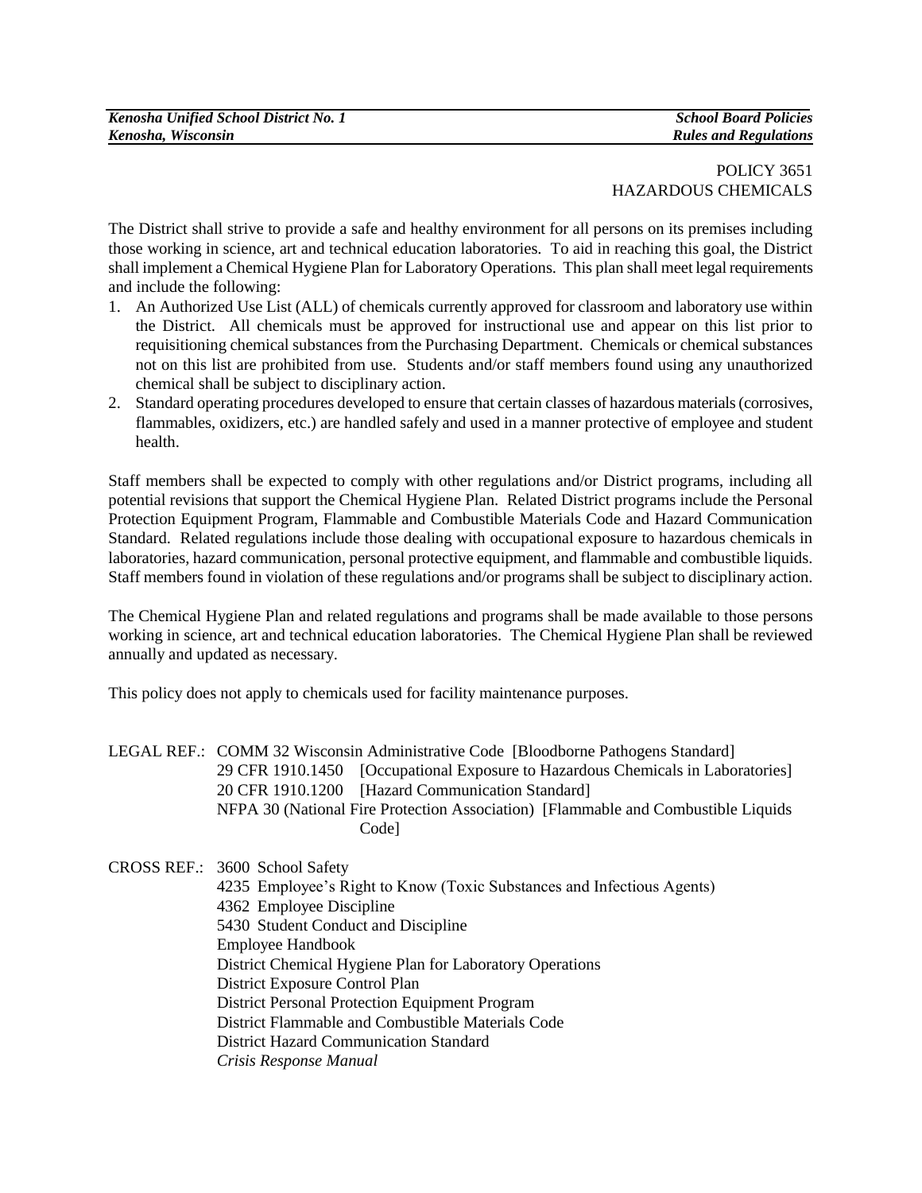POLICY 3651
HAZARDOUS CHEMICALS

The District shall strive to provide a safe and healthy environment for all persons on its premises including those working in science, art and technical education laboratories. To aid in reaching this goal, the District shall implement a Chemical Hygiene Plan for Laboratory Operations. This plan shall meet legal requirements and include the following:

1. An Authorized Use List (ALL) of chemicals currently approved for classroom and laboratory use within the District. All chemicals must be approved for instructional use and appear on this list prior to requisitioning chemical substances from the Purchasing Department. Chemicals or chemical substances not on this list are prohibited from use. Students and/or staff members found using any unauthorized chemical shall be subject to disciplinary action.
2. Standard operating procedures developed to ensure that certain classes of hazardous materials (corrosives, flammables, oxidizers, etc.) are handled safely and used in a manner protective of employee and student health.

Staff members shall be expected to comply with other regulations and/or District programs, including all potential revisions that support the Chemical Hygiene Plan. Related District programs include the Personal Protection Equipment Program, Flammable and Combustible Materials Code and Hazard Communication Standard. Related regulations include those dealing with occupational exposure to hazardous chemicals in laboratories, hazard communication, personal protective equipment, and flammable and combustible liquids. Staff members found in violation of these regulations and/or programs shall be subject to disciplinary action.

The Chemical Hygiene Plan and related regulations and programs shall be made available to those persons working in science, art and technical education laboratories. The Chemical Hygiene Plan shall be reviewed annually and updated as necessary.

This policy does not apply to chemicals used for facility maintenance purposes.

LEGAL REF.: COMM 32 Wisconsin Administrative Code [Bloodborne Pathogens Standard]
29 CFR 1910.1450 [Occupational Exposure to Hazardous Chemicals in Laboratories]
20 CFR 1910.1200 [Hazard Communication Standard]
NFPA 30 (National Fire Protection Association) [Flammable and Combustible Liquids Code]

CROSS REF.: 3600 School Safety
4235 Employee's Right to Know (Toxic Substances and Infectious Agents)
4362 Employee Discipline
5430 Student Conduct and Discipline
Employee Handbook
District Chemical Hygiene Plan for Laboratory Operations
District Exposure Control Plan
District Personal Protection Equipment Program
District Flammable and Combustible Materials Code
District Hazard Communication Standard
*Crisis Response Manual*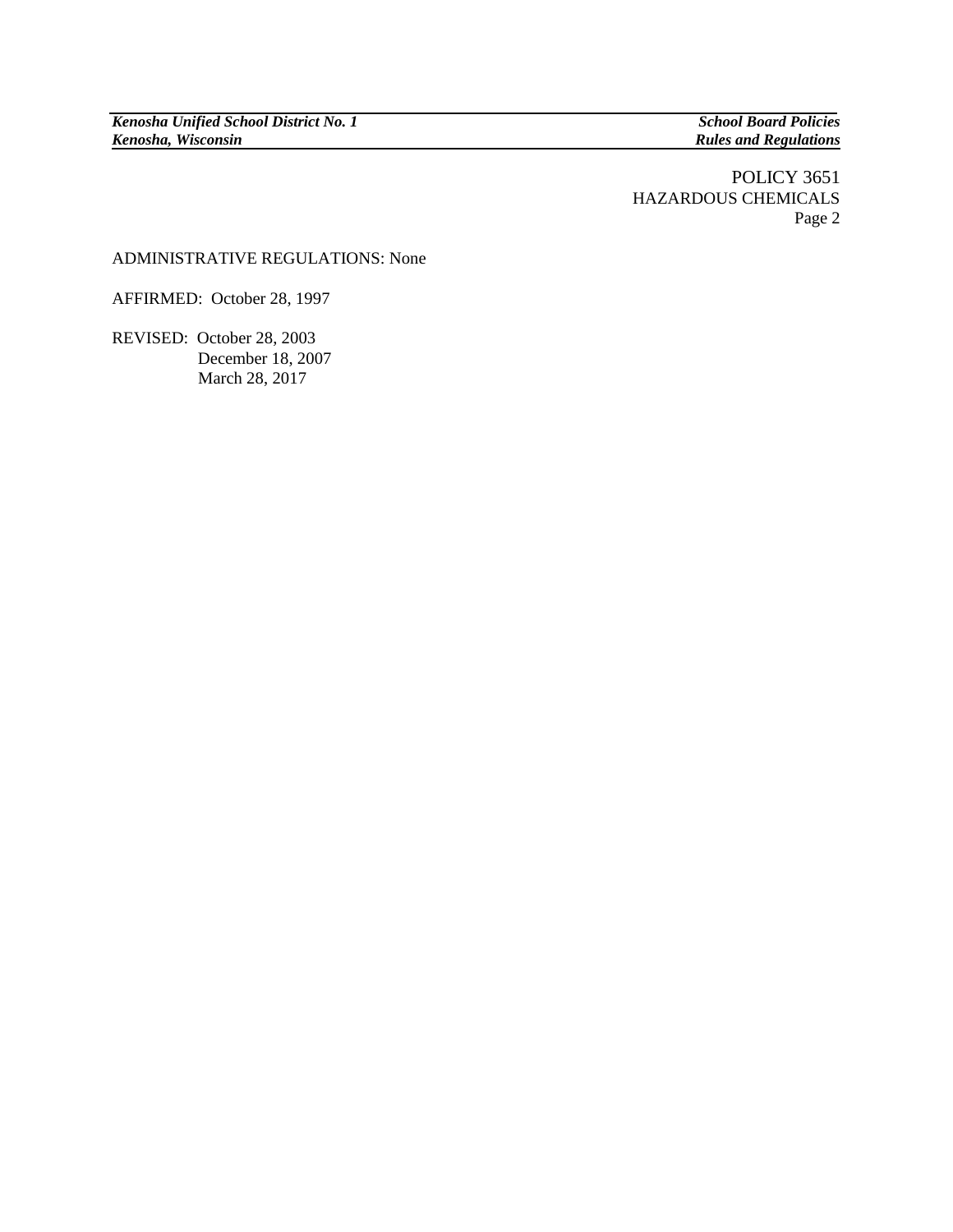ADMINISTRATIVE REGULATIONS: None

AFFIRMED: October 28, 1997

REVISED: October 28, 2003
December 18, 2007
March 28, 2017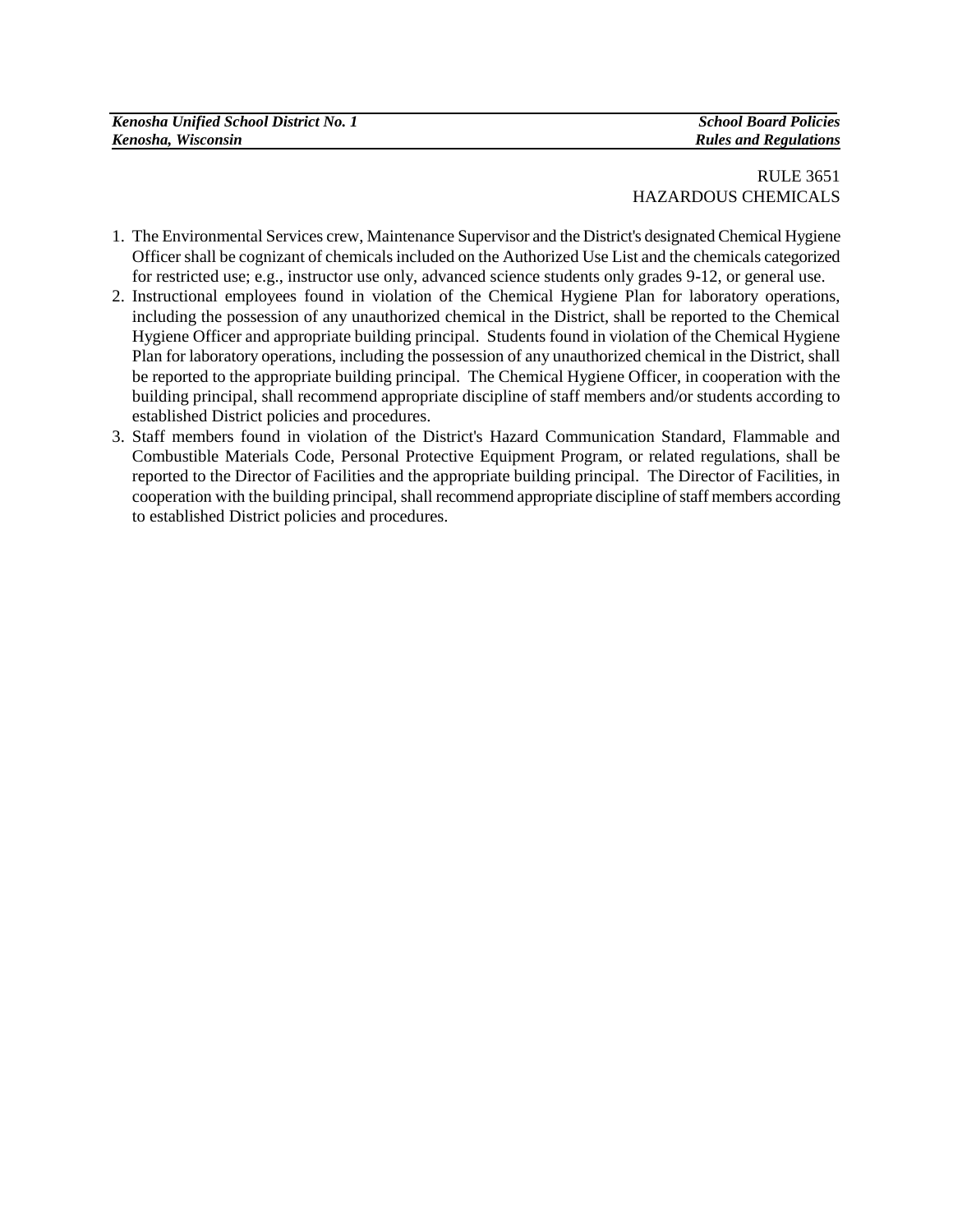RULE 3651
HAZARDOUS CHEMICALS

1. The Environmental Services crew, Maintenance Supervisor and the District's designated Chemical Hygiene Officer shall be cognizant of chemicals included on the Authorized Use List and the chemicals categorized for restricted use; e.g., instructor use only, advanced science students only grades 9-12, or general use.
2. Instructional employees found in violation of the Chemical Hygiene Plan for laboratory operations, including the possession of any unauthorized chemical in the District, shall be reported to the Chemical Hygiene Officer and appropriate building principal. Students found in violation of the Chemical Hygiene Plan for laboratory operations, including the possession of any unauthorized chemical in the District, shall be reported to the appropriate building principal. The Chemical Hygiene Officer, in cooperation with the building principal, shall recommend appropriate discipline of staff members and/or students according to established District policies and procedures.
3. Staff members found in violation of the District's Hazard Communication Standard, Flammable and Combustible Materials Code, Personal Protective Equipment Program, or related regulations, shall be reported to the Director of Facilities and the appropriate building principal. The Director of Facilities, in cooperation with the building principal, shall recommend appropriate discipline of staff members according to established District policies and procedures.